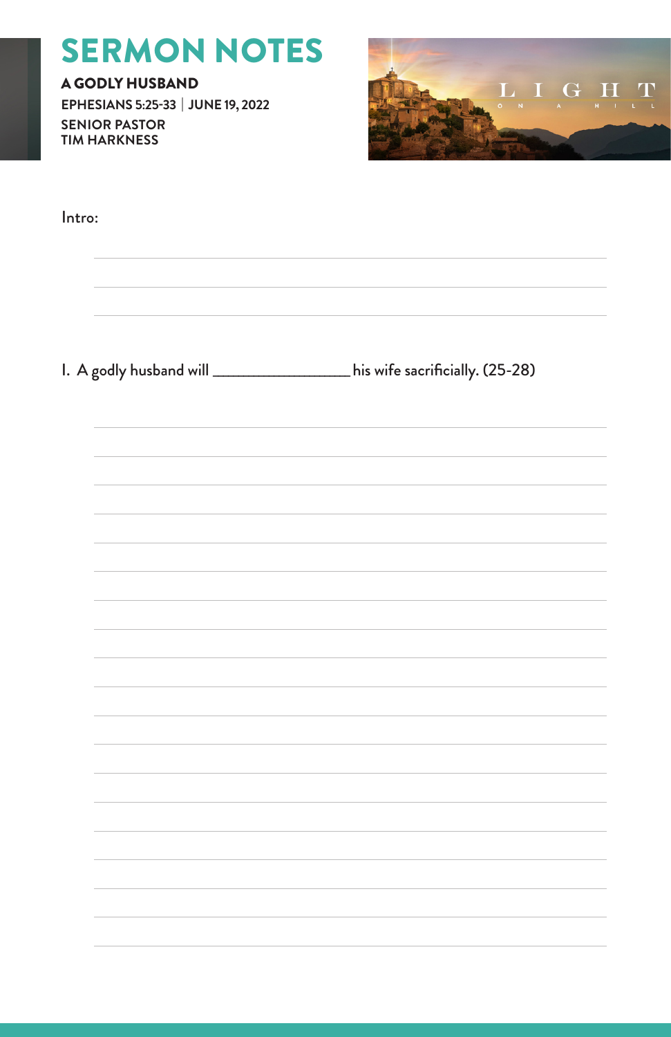# SERMON NOTES

**A GODLY HUSBAND**

**EPHESIANS 5:25-33 | JUNE 19, 2022**

**SENIOR PASTOR**
**TIM HARKNESS**

Intro:

I. A godly husband will ________________ his wife sacrificially. (25-28)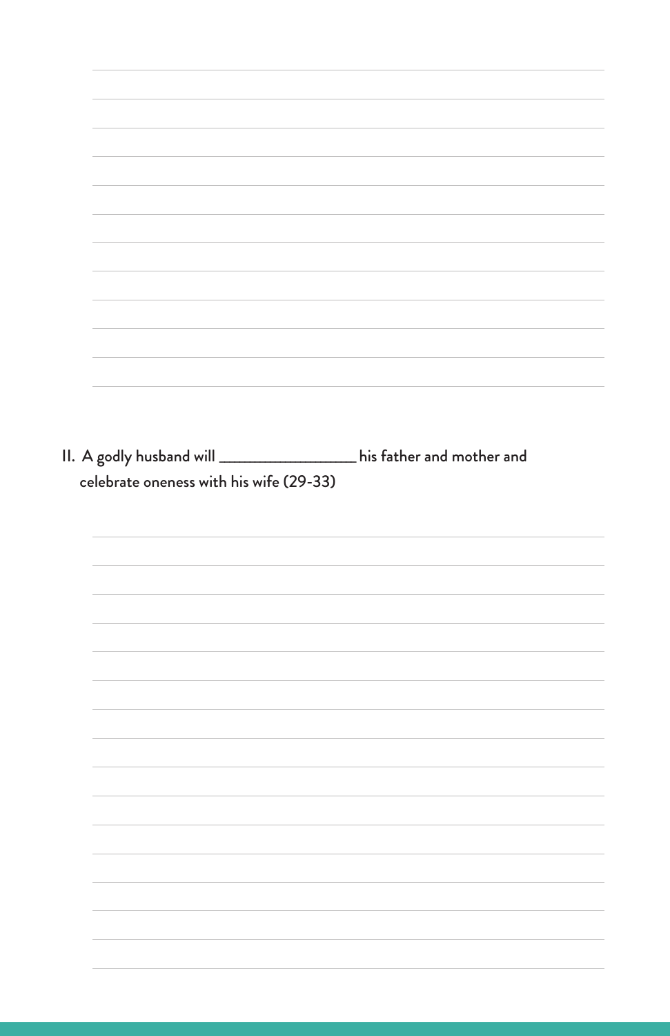II. A godly husband will _________________ his father and mother and celebrate oneness with his wife (29-33)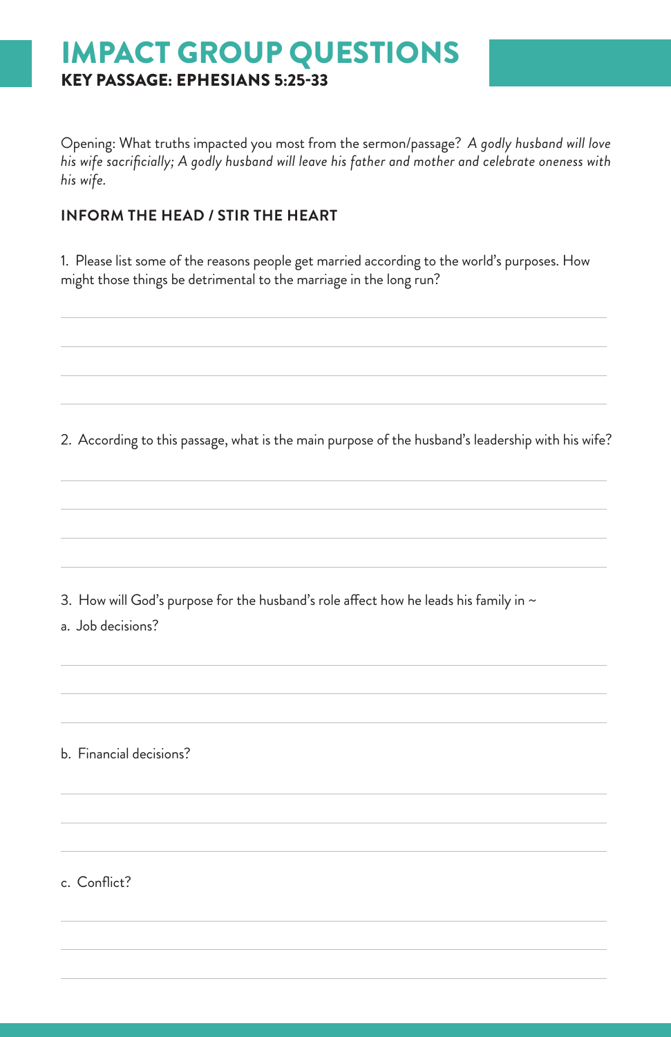# IMPACT GROUP QUESTIONS

## KEY PASSAGE: EPHESIANS 5:25-33

Opening: What truths impacted you most from the sermon/passage? *A godly husband will love his wife sacrificially; A godly husband will leave his father and mother and celebrate oneness with his wife.*

### INFORM THE HEAD / STIR THE HEART

1. Please list some of the reasons people get married according to the world's purposes. How might those things be detrimental to the marriage in the long run?

2. According to this passage, what is the main purpose of the husband's leadership with his wife?

3. How will God's purpose for the husband's role affect how he leads his family in ~

a. Job decisions?

b. Financial decisions?

c. Conflict?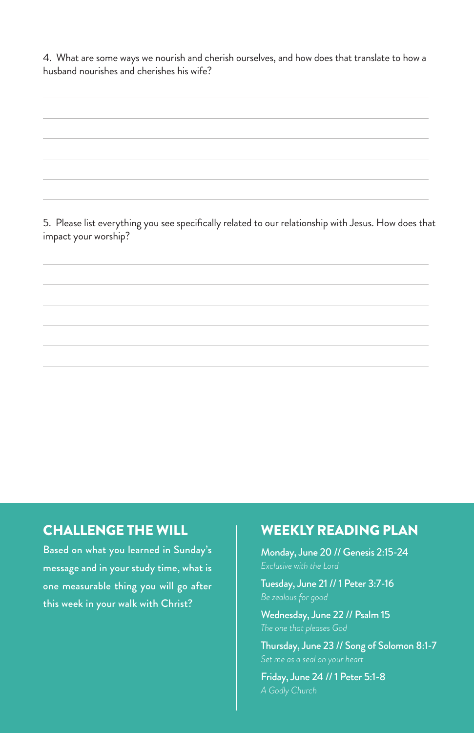4. What are some ways we nourish and cherish ourselves, and how does that translate to how a husband nourishes and cherishes his wife?

5. Please list everything you see specifically related to our relationship with Jesus. How does that impact your worship?

## CHALLENGE THE WILL

Based on what you learned in Sunday's message and in your study time, what is one measurable thing you will go after this week in your walk with Christ?

## WEEKLY READING PLAN

**Monday, June 20 // Genesis 2:15-24**
*Exclusive with the Lord*

**Tuesday, June 21 // 1 Peter 3:7-16**
*Be zealous for good*

**Wednesday, June 22 // Psalm 15**
*The one that pleases God*

**Thursday, June 23 // Song of Solomon 8:1-7**
*Set me as a seal on your heart*

**Friday, June 24 // 1 Peter 5:1-8**
*A Godly Church*